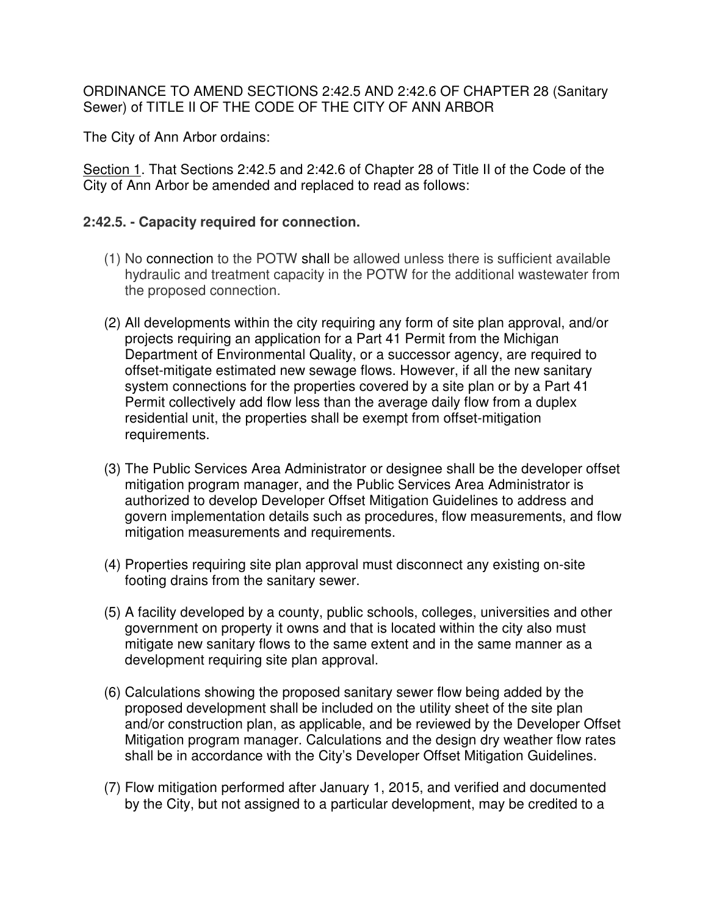ORDINANCE TO AMEND SECTIONS 2:42.5 AND 2:42.6 OF CHAPTER 28 (Sanitary Sewer) of TITLE II OF THE CODE OF THE CITY OF ANN ARBOR

The City of Ann Arbor ordains:

Section 1. That Sections 2:42.5 and 2:42.6 of Chapter 28 of Title II of the Code of the City of Ann Arbor be amended and replaced to read as follows:

**2:42.5. - Capacity required for connection.**

(1) No connection to the POTW shall be allowed unless there is sufficient available hydraulic and treatment capacity in the POTW for the additional wastewater from the proposed connection.

(2) All developments within the city requiring any form of site plan approval, and/or projects requiring an application for a Part 41 Permit from the Michigan Department of Environmental Quality, or a successor agency, are required to offset-mitigate estimated new sewage flows. However, if all the new sanitary system connections for the properties covered by a site plan or by a Part 41 Permit collectively add flow less than the average daily flow from a duplex residential unit, the properties shall be exempt from offset-mitigation requirements.

(3) The Public Services Area Administrator or designee shall be the developer offset mitigation program manager, and the Public Services Area Administrator is authorized to develop Developer Offset Mitigation Guidelines to address and govern implementation details such as procedures, flow measurements, and flow mitigation measurements and requirements.

(4) Properties requiring site plan approval must disconnect any existing on-site footing drains from the sanitary sewer.

(5) A facility developed by a county, public schools, colleges, universities and other government on property it owns and that is located within the city also must mitigate new sanitary flows to the same extent and in the same manner as a development requiring site plan approval.

(6) Calculations showing the proposed sanitary sewer flow being added by the proposed development shall be included on the utility sheet of the site plan and/or construction plan, as applicable, and be reviewed by the Developer Offset Mitigation program manager. Calculations and the design dry weather flow rates shall be in accordance with the City's Developer Offset Mitigation Guidelines.

(7) Flow mitigation performed after January 1, 2015, and verified and documented by the City, but not assigned to a particular development, may be credited to a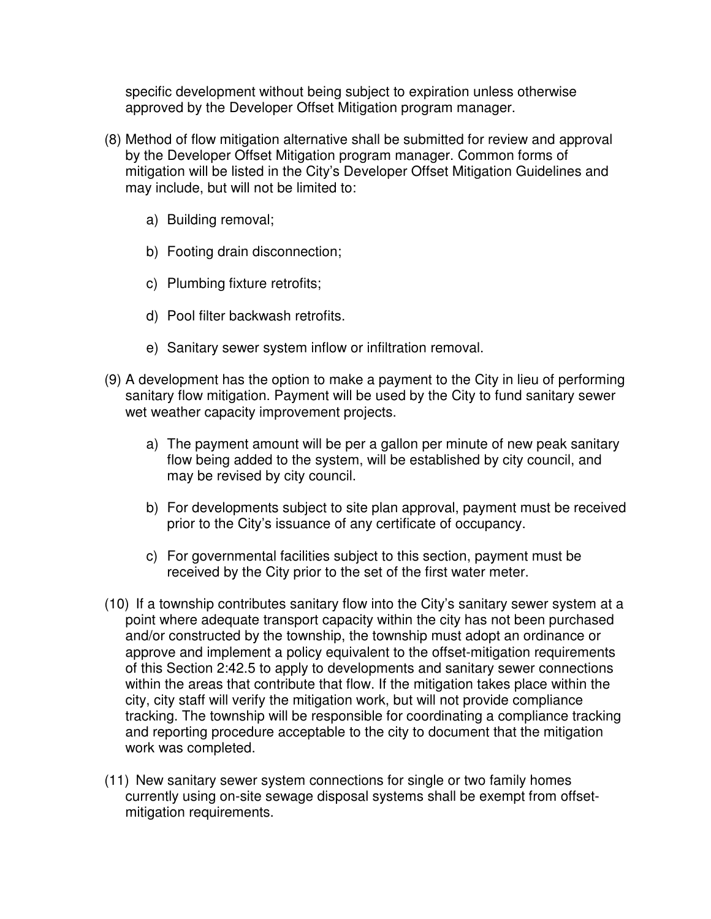specific development without being subject to expiration unless otherwise approved by the Developer Offset Mitigation program manager.

(8) Method of flow mitigation alternative shall be submitted for review and approval by the Developer Offset Mitigation program manager. Common forms of mitigation will be listed in the City's Developer Offset Mitigation Guidelines and may include, but will not be limited to:

  a) Building removal;

  b) Footing drain disconnection;

  c) Plumbing fixture retrofits;

  d) Pool filter backwash retrofits.

  e) Sanitary sewer system inflow or infiltration removal.

(9) A development has the option to make a payment to the City in lieu of performing sanitary flow mitigation. Payment will be used by the City to fund sanitary sewer wet weather capacity improvement projects.

  a) The payment amount will be per a gallon per minute of new peak sanitary flow being added to the system, will be established by city council, and may be revised by city council.

  b) For developments subject to site plan approval, payment must be received prior to the City's issuance of any certificate of occupancy.

  c) For governmental facilities subject to this section, payment must be received by the City prior to the set of the first water meter.

(10) If a township contributes sanitary flow into the City's sanitary sewer system at a point where adequate transport capacity within the city has not been purchased and/or constructed by the township, the township must adopt an ordinance or approve and implement a policy equivalent to the offset-mitigation requirements of this Section 2:42.5 to apply to developments and sanitary sewer connections within the areas that contribute that flow. If the mitigation takes place within the city, city staff will verify the mitigation work, but will not provide compliance tracking. The township will be responsible for coordinating a compliance tracking and reporting procedure acceptable to the city to document that the mitigation work was completed.

(11) New sanitary sewer system connections for single or two family homes currently using on-site sewage disposal systems shall be exempt from offset-mitigation requirements.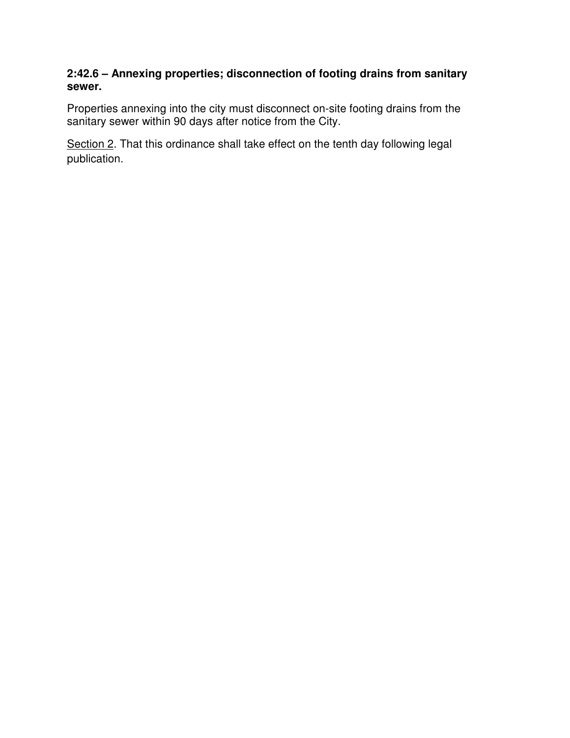**2:42.6 – Annexing properties; disconnection of footing drains from sanitary sewer.**

Properties annexing into the city must disconnect on-site footing drains from the sanitary sewer within 90 days after notice from the City.

<u>Section 2</u>. That this ordinance shall take effect on the tenth day following legal publication.